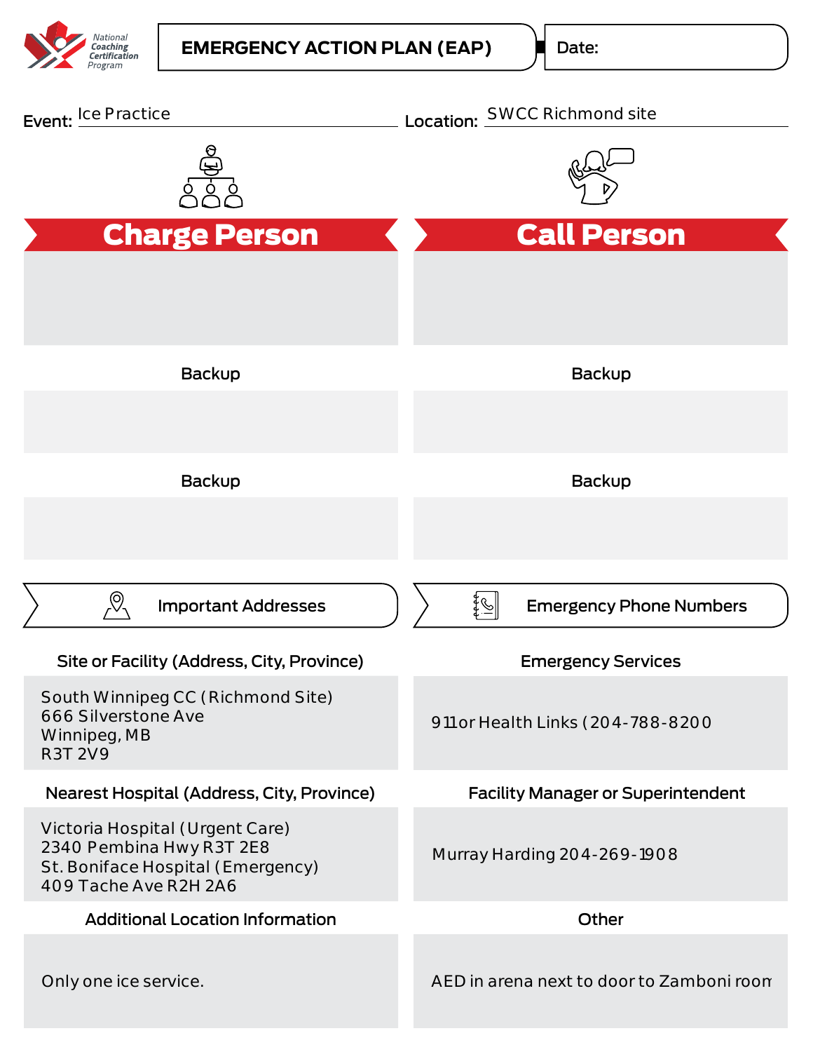# EMERGENCY ACTION PLAN (EAP)

Date:

Event: Ice Practice

Location: SWCC Richmond site

## Charge Person

Backup

Backup

## Call Person

Backup

Backup

## Important Addresses

**Site or Facility (Address, City, Province)**

South Winnipeg CC (Richmond Site)
666 Silverstone Ave
Winnipeg, MB
R3T 2V9

**Nearest Hospital (Address, City, Province)**

Victoria Hospital (Urgent Care)
2340 Pembina Hwy R3T 2E8
St. Boniface Hospital (Emergency)
409 Tache Ave R2H 2A6

**Additional Location Information**

Only one ice service.

## Emergency Phone Numbers

**Emergency Services**

911 or Health Links (204-788-8200

**Facility Manager or Superintendent**

Murray Harding 204-269-1908

**Other**

AED in arena next to door to Zamboni roon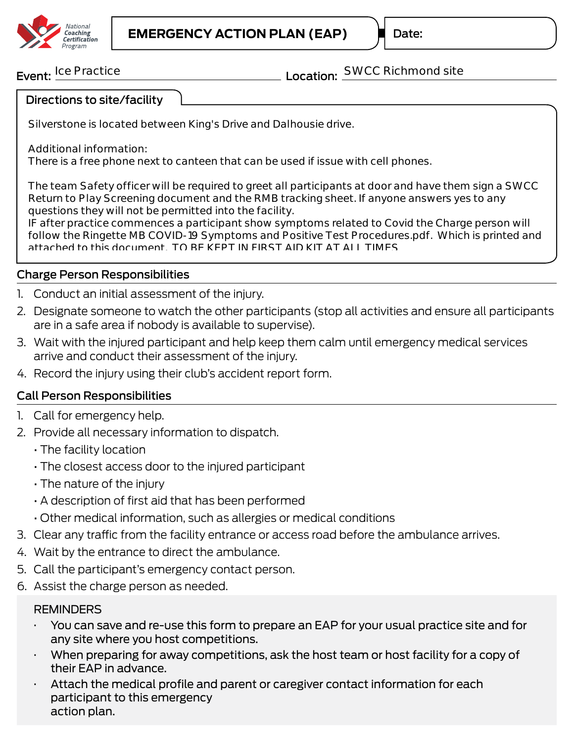# EMERGENCY ACTION PLAN (EAP)

**Date:**

**Event:** Ice Practice

**Location:** SWCC Richmond site

## Directions to site/facility

Silverstone is located between King's Drive and Dalhousie drive.

Additional information:
There is a free phone next to canteen that can be used if issue with cell phones.

The team Safety officer will be required to greet all participants at door and have them sign a SWCC Return to Play Screening document and the RMB tracking sheet. If anyone answers yes to any questions they will not be permitted into the facility.
IF after practice commences a participant show symptoms related to Covid the Charge person will follow the Ringette MB COVID-19 Symptoms and Positive Test Procedures.pdf. Which is printed and attached to this document. TO BE KEPT IN FIRST AID KIT AT ALL TIMES

## Charge Person Responsibilities

1. Conduct an initial assessment of the injury.
2. Designate someone to watch the other participants (stop all activities and ensure all participants are in a safe area if nobody is available to supervise).
3. Wait with the injured participant and help keep them calm until emergency medical services arrive and conduct their assessment of the injury.
4. Record the injury using their club's accident report form.

## Call Person Responsibilities

1. Call for emergency help.
2. Provide all necessary information to dispatch.
   - The facility location
   - The closest access door to the injured participant
   - The nature of the injury
   - A description of first aid that has been performed
   - Other medical information, such as allergies or medical conditions
3. Clear any traffic from the facility entrance or access road before the ambulance arrives.
4. Wait by the entrance to direct the ambulance.
5. Call the participant's emergency contact person.
6. Assist the charge person as needed.

REMINDERS

- You can save and re-use this form to prepare an EAP for your usual practice site and for any site where you host competitions.
- When preparing for away competitions, ask the host team or host facility for a copy of their EAP in advance.
- Attach the medical profile and parent or caregiver contact information for each participant to this emergency action plan.